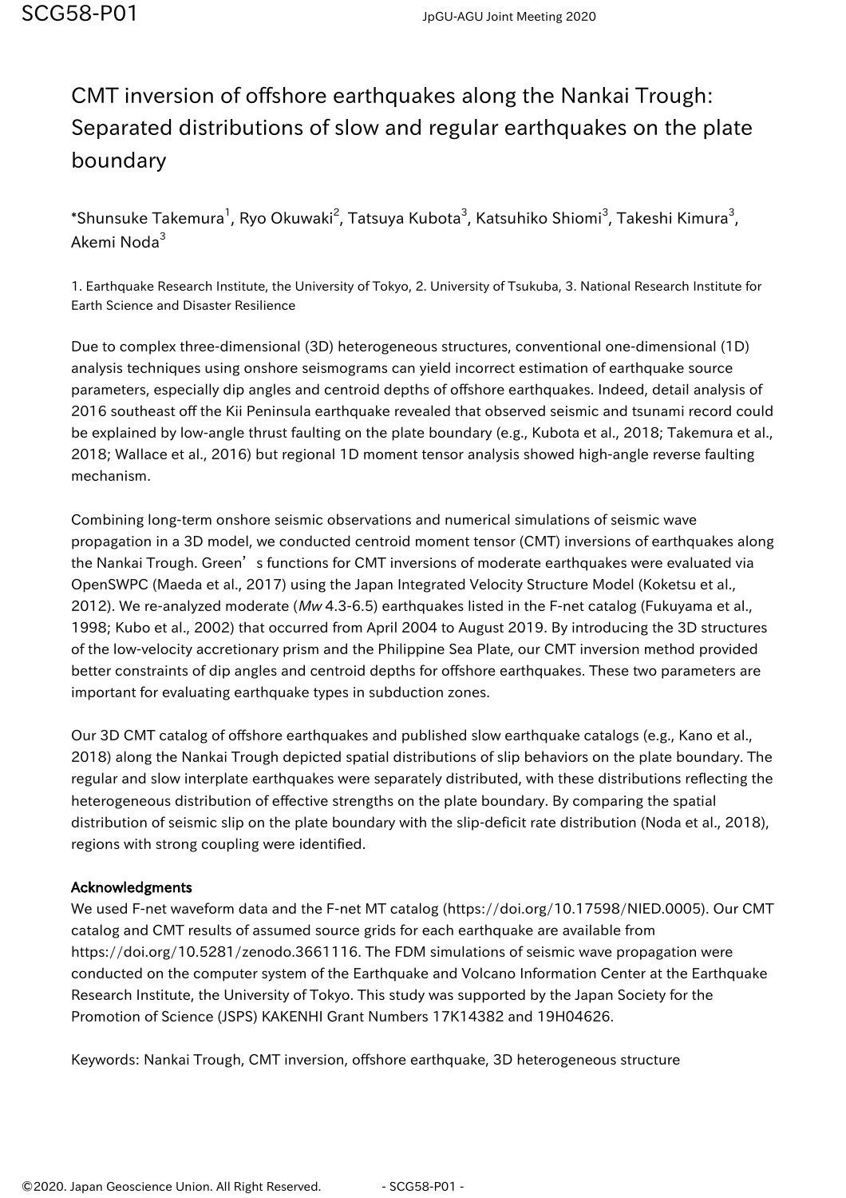# CMT inversion of offshore earthquakes along the Nankai Trough: Separated distributions of slow and regular earthquakes on the plate boundary

*Shunsuke Takemura[1], Ryo Okuwaki[2], Tatsuya Kubota[3], Katsuhiko Shiomi[3], Takeshi Kimura[3], Akemi Noda[3]

1. Earthquake Research Institute, the University of Tokyo, 2. University of Tsukuba, 3. National Research Institute for Earth Science and Disaster Resilience

Due to complex three-dimensional (3D) heterogeneous structures, conventional one-dimensional (1D) analysis techniques using onshore seismograms can yield incorrect estimation of earthquake source parameters, especially dip angles and centroid depths of offshore earthquakes. Indeed, detail analysis of 2016 southeast off the Kii Peninsula earthquake revealed that observed seismic and tsunami record could be explained by low-angle thrust faulting on the plate boundary (e.g., Kubota et al., 2018; Takemura et al., 2018; Wallace et al., 2016) but regional 1D moment tensor analysis showed high-angle reverse faulting mechanism.

Combining long-term onshore seismic observations and numerical simulations of seismic wave propagation in a 3D model, we conducted centroid moment tensor (CMT) inversions of earthquakes along the Nankai Trough. Green's functions for CMT inversions of moderate earthquakes were evaluated via OpenSWPC (Maeda et al., 2017) using the Japan Integrated Velocity Structure Model (Koketsu et al., 2012). We re-analyzed moderate (*Mw* 4.3-6.5) earthquakes listed in the F-net catalog (Fukuyama et al., 1998; Kubo et al., 2002) that occurred from April 2004 to August 2019. By introducing the 3D structures of the low-velocity accretionary prism and the Philippine Sea Plate, our CMT inversion method provided better constraints of dip angles and centroid depths for offshore earthquakes. These two parameters are important for evaluating earthquake types in subduction zones.

Our 3D CMT catalog of offshore earthquakes and published slow earthquake catalogs (e.g., Kano et al., 2018) along the Nankai Trough depicted spatial distributions of slip behaviors on the plate boundary. The regular and slow interplate earthquakes were separately distributed, with these distributions reflecting the heterogeneous distribution of effective strengths on the plate boundary. By comparing the spatial distribution of seismic slip on the plate boundary with the slip-deficit rate distribution (Noda et al., 2018), regions with strong coupling were identified.

**Acknowledgments**

We used F-net waveform data and the F-net MT catalog (https://doi.org/10.17598/NIED.0005). Our CMT catalog and CMT results of assumed source grids for each earthquake are available from https://doi.org/10.5281/zenodo.3661116. The FDM simulations of seismic wave propagation were conducted on the computer system of the Earthquake and Volcano Information Center at the Earthquake Research Institute, the University of Tokyo. This study was supported by the Japan Society for the Promotion of Science (JSPS) KAKENHI Grant Numbers 17K14382 and 19H04626.

Keywords: Nankai Trough, CMT inversion, offshore earthquake, 3D heterogeneous structure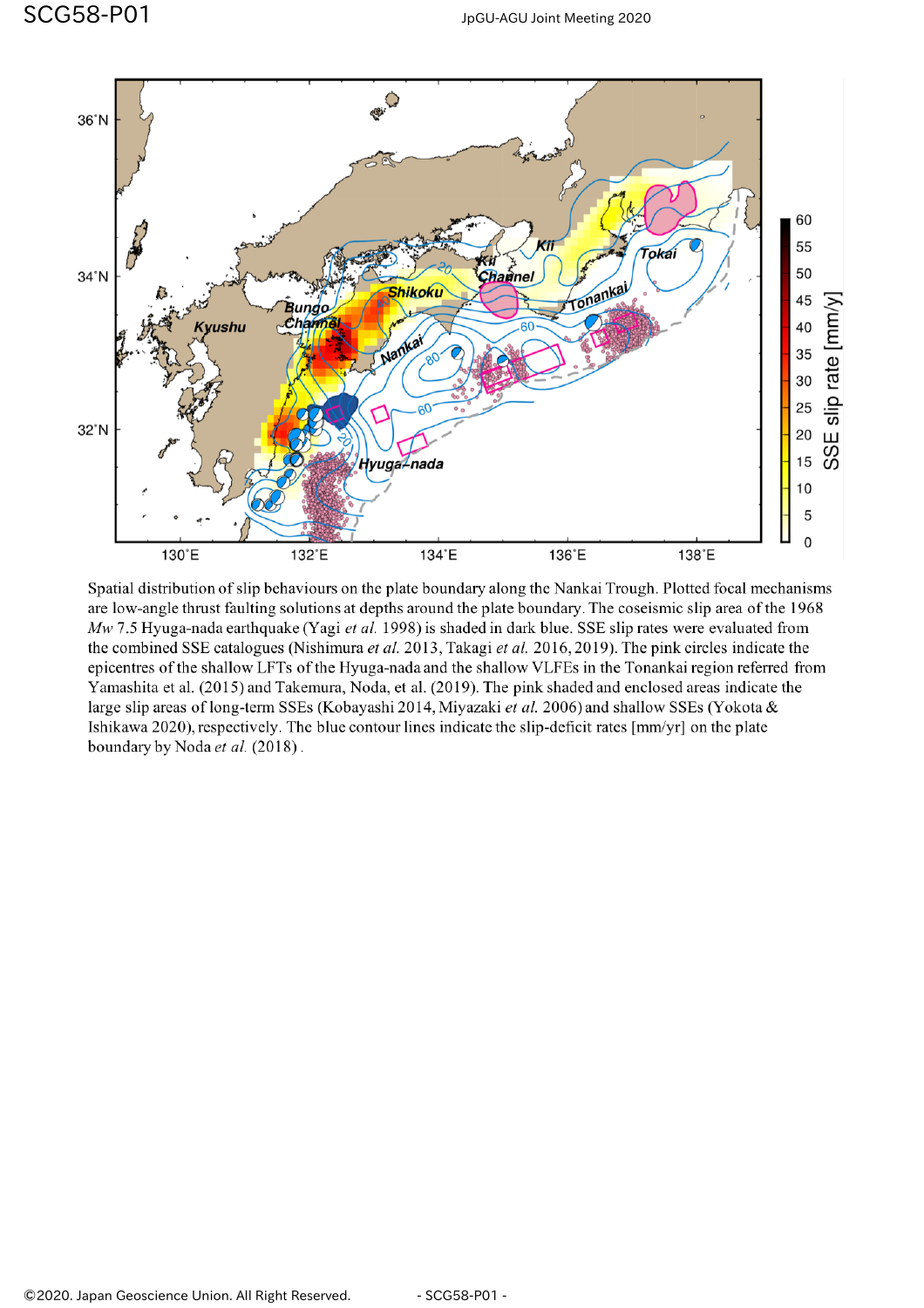36°N

34°N

32°N

130°E

132°E

134°E

136°E

138°E

Kyushu

Bungo Channel

Shikoku

Kii Channel

Kii

Tokai

Tonankai

Nankai

Hyuga-nada

20

60

80

60

20

60

55

50

45

40

35

30

25

20

15

10

5

0

SSE slip rate [mm/y]

Spatial distribution of slip behaviours on the plate boundary along the Nankai Trough. Plotted focal mechanisms are low-angle thrust faulting solutions at depths around the plate boundary. The coseismic slip area of the 1968 *Mw* 7.5 Hyuga-nada earthquake (Yagi *et al.* 1998) is shaded in dark blue. SSE slip rates were evaluated from the combined SSE catalogues (Nishimura *et al.* 2013, Takagi *et al.* 2016, 2019). The pink circles indicate the epicentres of the shallow LFTs of the Hyuga-nada and the shallow VLFEs in the Tonankai region referred from Yamashita et al. (2015) and Takemura, Noda, et al. (2019). The pink shaded and enclosed areas indicate the large slip areas of long-term SSEs (Kobayashi 2014, Miyazaki *et al.* 2006) and shallow SSEs (Yokota & Ishikawa 2020), respectively. The blue contour lines indicate the slip-deficit rates [mm/yr] on the plate boundary by Noda *et al.* (2018).